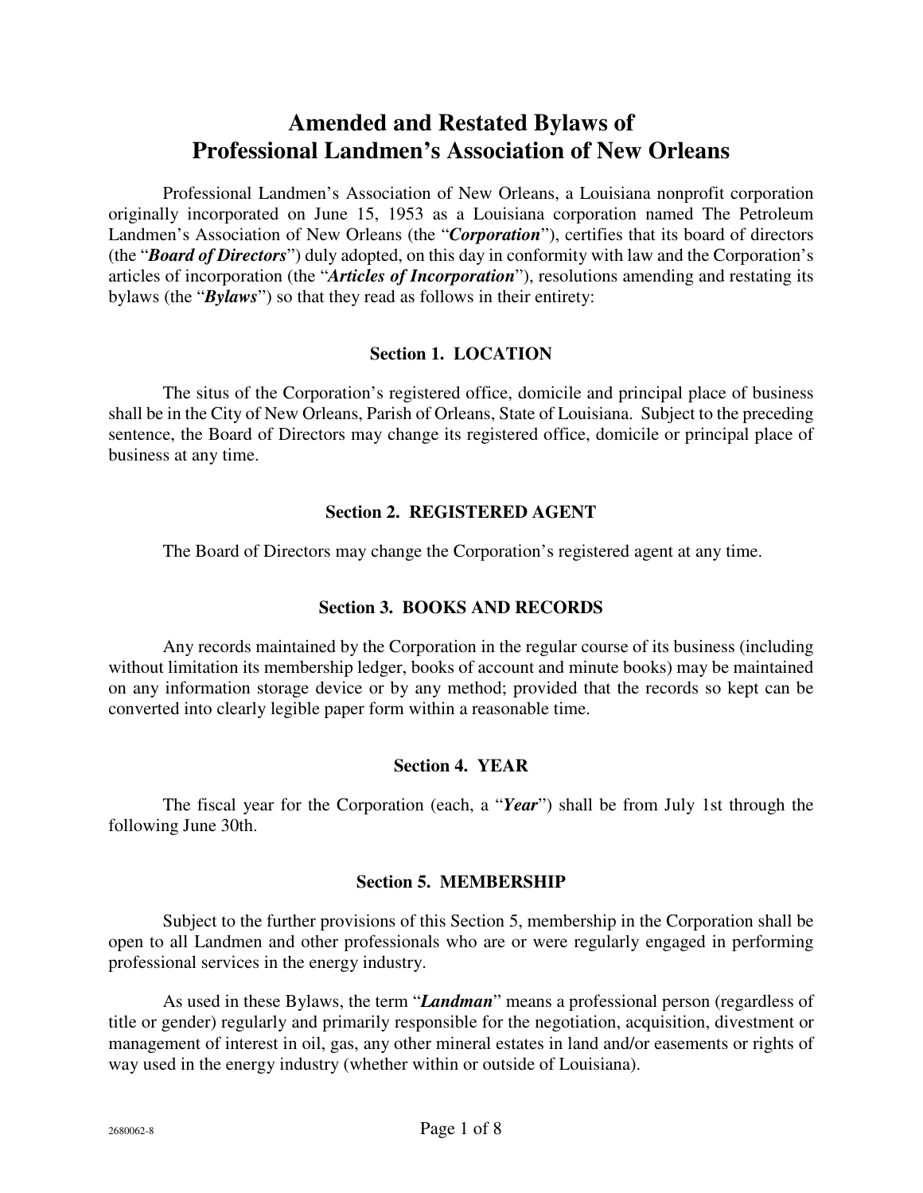# Amended and Restated Bylaws of Professional Landmen's Association of New Orleans

Professional Landmen's Association of New Orleans, a Louisiana nonprofit corporation originally incorporated on June 15, 1953 as a Louisiana corporation named The Petroleum Landmen's Association of New Orleans (the "***Corporation***"), certifies that its board of directors (the "***Board of Directors***") duly adopted, on this day in conformity with law and the Corporation's articles of incorporation (the "***Articles of Incorporation***"), resolutions amending and restating its bylaws (the "***Bylaws***") so that they read as follows in their entirety:

## Section 1. LOCATION

The situs of the Corporation's registered office, domicile and principal place of business shall be in the City of New Orleans, Parish of Orleans, State of Louisiana. Subject to the preceding sentence, the Board of Directors may change its registered office, domicile or principal place of business at any time.

## Section 2. REGISTERED AGENT

The Board of Directors may change the Corporation's registered agent at any time.

## Section 3. BOOKS AND RECORDS

Any records maintained by the Corporation in the regular course of its business (including without limitation its membership ledger, books of account and minute books) may be maintained on any information storage device or by any method; provided that the records so kept can be converted into clearly legible paper form within a reasonable time.

## Section 4. YEAR

The fiscal year for the Corporation (each, a "***Year***") shall be from July 1st through the following June 30th.

## Section 5. MEMBERSHIP

Subject to the further provisions of this Section 5, membership in the Corporation shall be open to all Landmen and other professionals who are or were regularly engaged in performing professional services in the energy industry.

As used in these Bylaws, the term "***Landman***" means a professional person (regardless of title or gender) regularly and primarily responsible for the negotiation, acquisition, divestment or management of interest in oil, gas, any other mineral estates in land and/or easements or rights of way used in the energy industry (whether within or outside of Louisiana).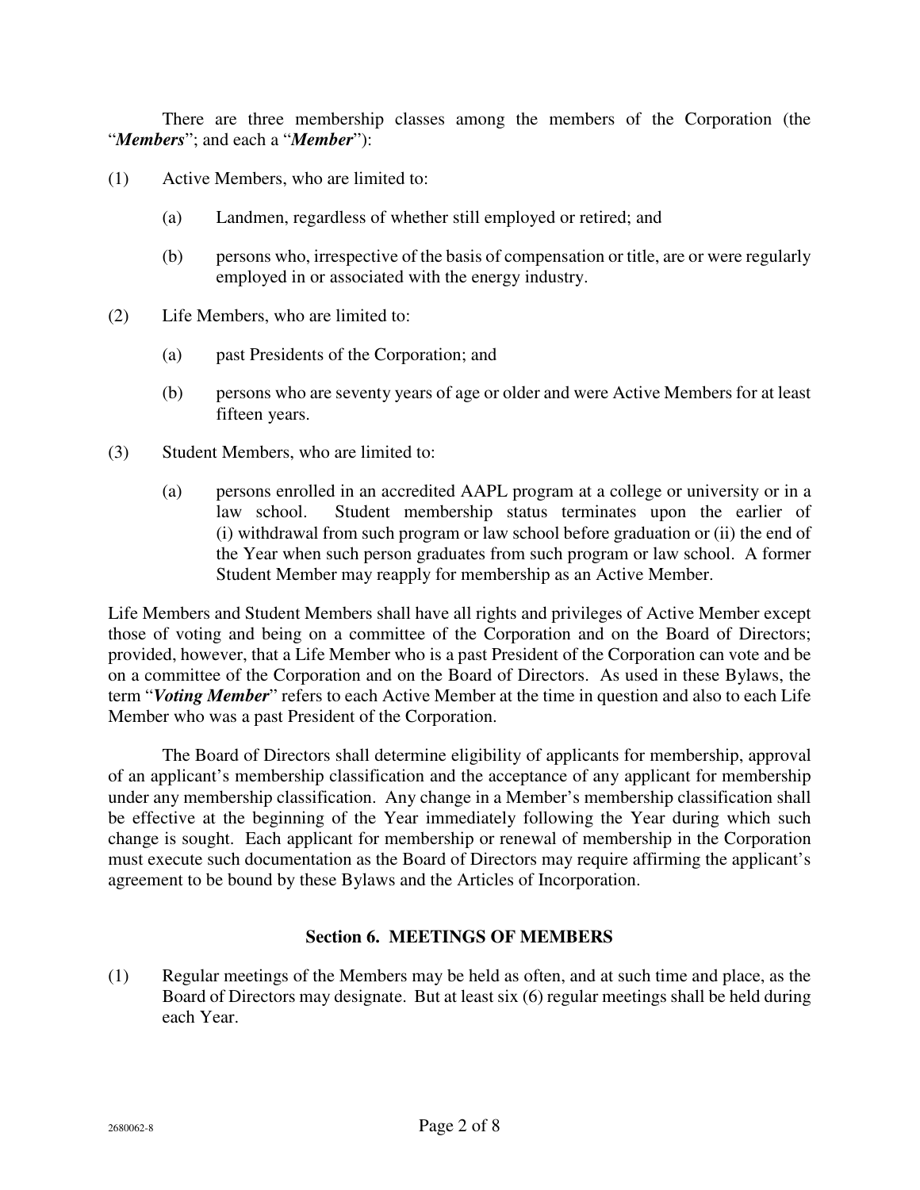There are three membership classes among the members of the Corporation (the "***Members***"; and each a "***Member***"):

(1) Active Members, who are limited to:

- (a) Landmen, regardless of whether still employed or retired; and
- (b) persons who, irrespective of the basis of compensation or title, are or were regularly employed in or associated with the energy industry.

(2) Life Members, who are limited to:

- (a) past Presidents of the Corporation; and
- (b) persons who are seventy years of age or older and were Active Members for at least fifteen years.

(3) Student Members, who are limited to:

- (a) persons enrolled in an accredited AAPL program at a college or university or in a law school. Student membership status terminates upon the earlier of (i) withdrawal from such program or law school before graduation or (ii) the end of the Year when such person graduates from such program or law school. A former Student Member may reapply for membership as an Active Member.

Life Members and Student Members shall have all rights and privileges of Active Member except those of voting and being on a committee of the Corporation and on the Board of Directors; provided, however, that a Life Member who is a past President of the Corporation can vote and be on a committee of the Corporation and on the Board of Directors. As used in these Bylaws, the term "***Voting Member***" refers to each Active Member at the time in question and also to each Life Member who was a past President of the Corporation.

The Board of Directors shall determine eligibility of applicants for membership, approval of an applicant's membership classification and the acceptance of any applicant for membership under any membership classification. Any change in a Member's membership classification shall be effective at the beginning of the Year immediately following the Year during which such change is sought. Each applicant for membership or renewal of membership in the Corporation must execute such documentation as the Board of Directors may require affirming the applicant's agreement to be bound by these Bylaws and the Articles of Incorporation.

## Section 6. MEETINGS OF MEMBERS

(1) Regular meetings of the Members may be held as often, and at such time and place, as the Board of Directors may designate. But at least six (6) regular meetings shall be held during each Year.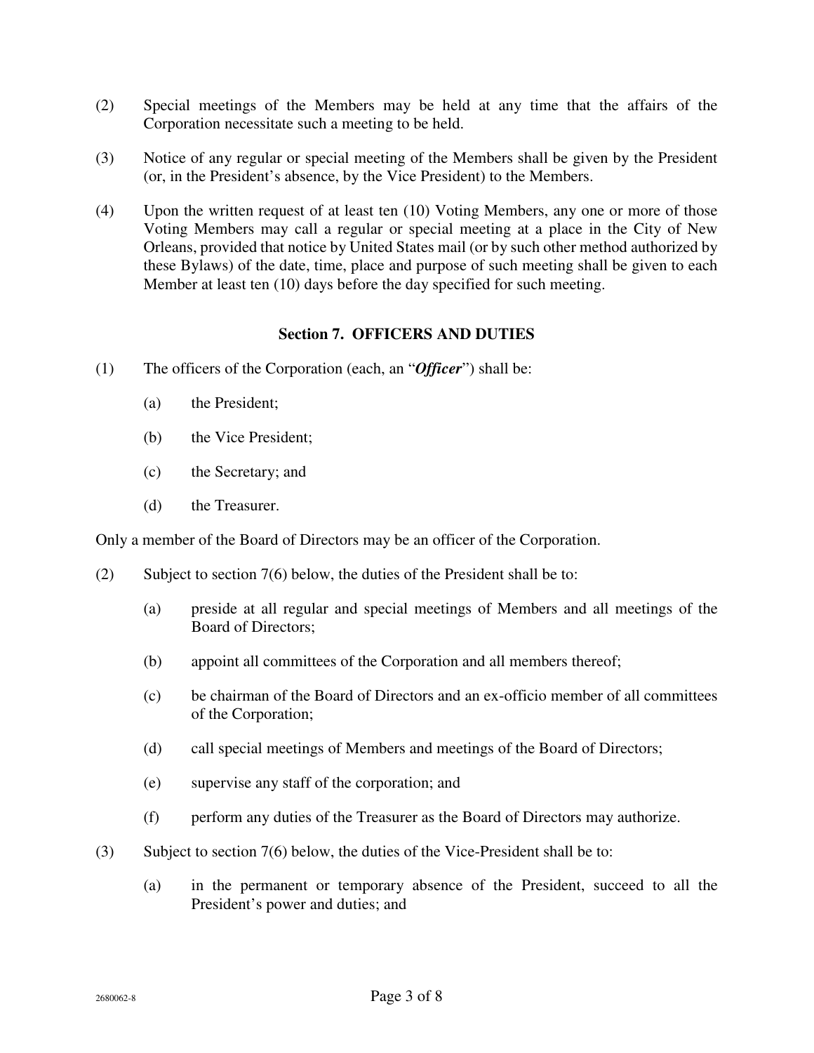(2) Special meetings of the Members may be held at any time that the affairs of the Corporation necessitate such a meeting to be held.

(3) Notice of any regular or special meeting of the Members shall be given by the President (or, in the President's absence, by the Vice President) to the Members.

(4) Upon the written request of at least ten (10) Voting Members, any one or more of those Voting Members may call a regular or special meeting at a place in the City of New Orleans, provided that notice by United States mail (or by such other method authorized by these Bylaws) of the date, time, place and purpose of such meeting shall be given to each Member at least ten (10) days before the day specified for such meeting.

## Section 7. OFFICERS AND DUTIES

(1) The officers of the Corporation (each, an "***Officer***") shall be:

- (a) the President;
- (b) the Vice President;
- (c) the Secretary; and
- (d) the Treasurer.

Only a member of the Board of Directors may be an officer of the Corporation.

(2) Subject to section 7(6) below, the duties of the President shall be to:

- (a) preside at all regular and special meetings of Members and all meetings of the Board of Directors;
- (b) appoint all committees of the Corporation and all members thereof;
- (c) be chairman of the Board of Directors and an ex-officio member of all committees of the Corporation;
- (d) call special meetings of Members and meetings of the Board of Directors;
- (e) supervise any staff of the corporation; and
- (f) perform any duties of the Treasurer as the Board of Directors may authorize.

(3) Subject to section 7(6) below, the duties of the Vice-President shall be to:

- (a) in the permanent or temporary absence of the President, succeed to all the President's power and duties; and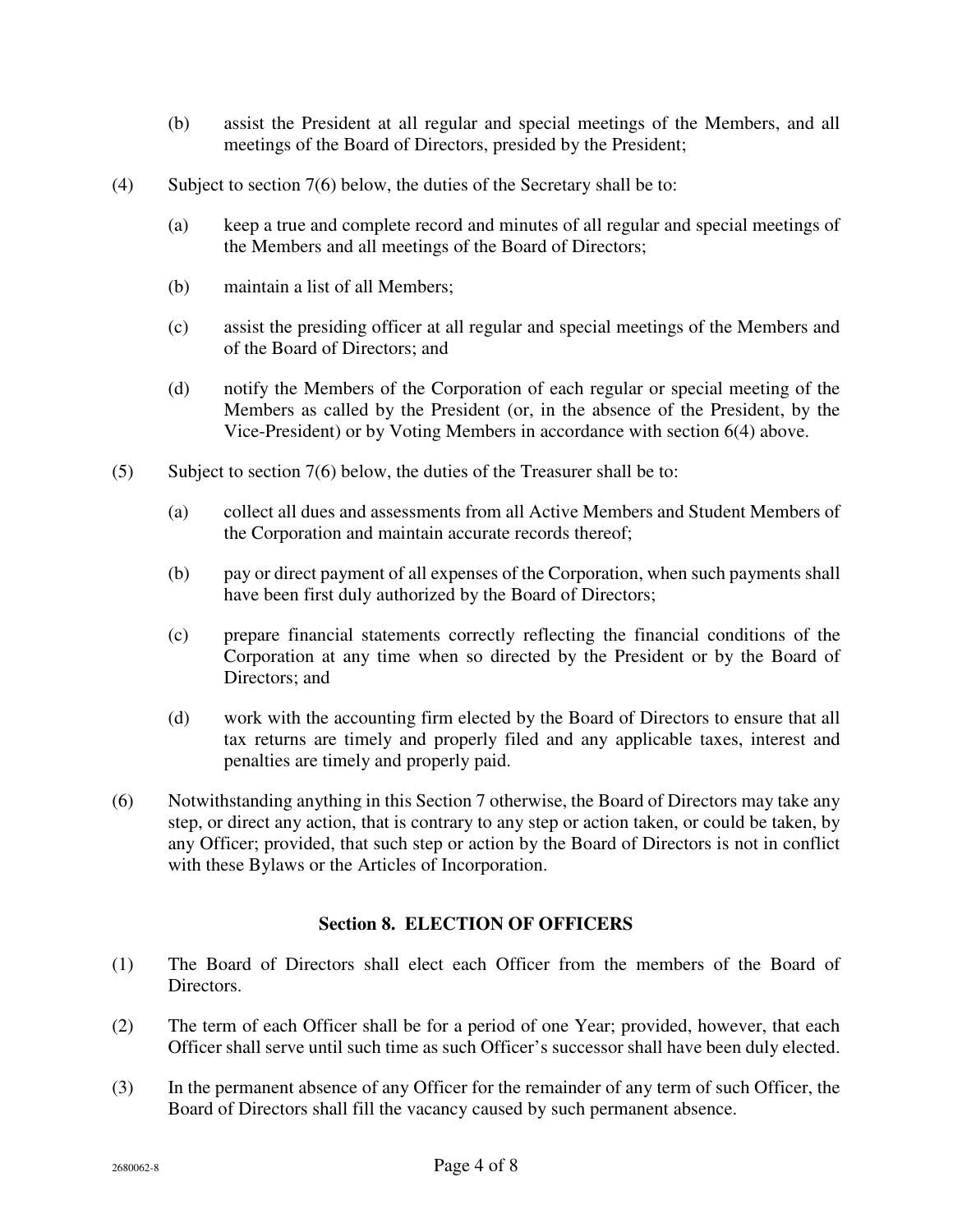(b) assist the President at all regular and special meetings of the Members, and all meetings of the Board of Directors, presided by the President;

(4) Subject to section 7(6) below, the duties of the Secretary shall be to:

(a) keep a true and complete record and minutes of all regular and special meetings of the Members and all meetings of the Board of Directors;

(b) maintain a list of all Members;

(c) assist the presiding officer at all regular and special meetings of the Members and of the Board of Directors; and

(d) notify the Members of the Corporation of each regular or special meeting of the Members as called by the President (or, in the absence of the President, by the Vice-President) or by Voting Members in accordance with section 6(4) above.

(5) Subject to section 7(6) below, the duties of the Treasurer shall be to:

(a) collect all dues and assessments from all Active Members and Student Members of the Corporation and maintain accurate records thereof;

(b) pay or direct payment of all expenses of the Corporation, when such payments shall have been first duly authorized by the Board of Directors;

(c) prepare financial statements correctly reflecting the financial conditions of the Corporation at any time when so directed by the President or by the Board of Directors; and

(d) work with the accounting firm elected by the Board of Directors to ensure that all tax returns are timely and properly filed and any applicable taxes, interest and penalties are timely and properly paid.

(6) Notwithstanding anything in this Section 7 otherwise, the Board of Directors may take any step, or direct any action, that is contrary to any step or action taken, or could be taken, by any Officer; provided, that such step or action by the Board of Directors is not in conflict with these Bylaws or the Articles of Incorporation.

## Section 8. ELECTION OF OFFICERS

(1) The Board of Directors shall elect each Officer from the members of the Board of Directors.

(2) The term of each Officer shall be for a period of one Year; provided, however, that each Officer shall serve until such time as such Officer's successor shall have been duly elected.

(3) In the permanent absence of any Officer for the remainder of any term of such Officer, the Board of Directors shall fill the vacancy caused by such permanent absence.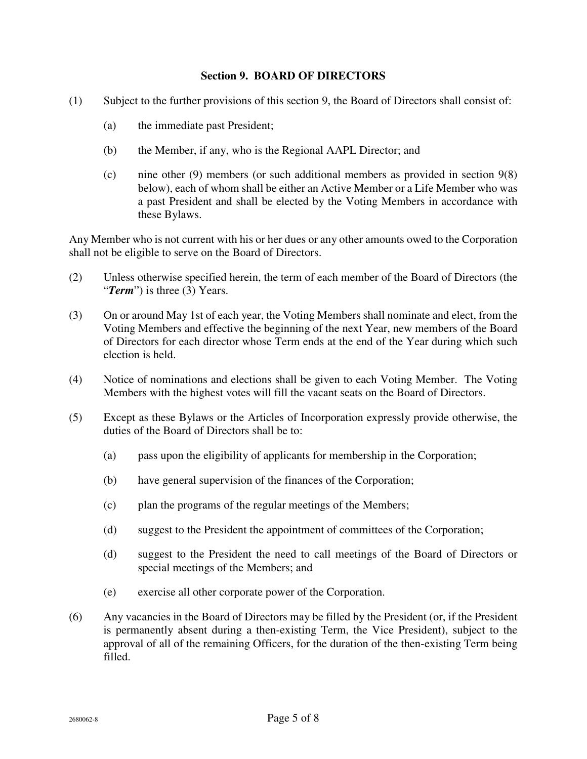## Section 9. BOARD OF DIRECTORS

(1) Subject to the further provisions of this section 9, the Board of Directors shall consist of:

(a) the immediate past President;

(b) the Member, if any, who is the Regional AAPL Director; and

(c) nine other (9) members (or such additional members as provided in section 9(8) below), each of whom shall be either an Active Member or a Life Member who was a past President and shall be elected by the Voting Members in accordance with these Bylaws.

Any Member who is not current with his or her dues or any other amounts owed to the Corporation shall not be eligible to serve on the Board of Directors.

(2) Unless otherwise specified herein, the term of each member of the Board of Directors (the "***Term***") is three (3) Years.

(3) On or around May 1st of each year, the Voting Members shall nominate and elect, from the Voting Members and effective the beginning of the next Year, new members of the Board of Directors for each director whose Term ends at the end of the Year during which such election is held.

(4) Notice of nominations and elections shall be given to each Voting Member. The Voting Members with the highest votes will fill the vacant seats on the Board of Directors.

(5) Except as these Bylaws or the Articles of Incorporation expressly provide otherwise, the duties of the Board of Directors shall be to:

(a) pass upon the eligibility of applicants for membership in the Corporation;

(b) have general supervision of the finances of the Corporation;

(c) plan the programs of the regular meetings of the Members;

(d) suggest to the President the appointment of committees of the Corporation;

(d) suggest to the President the need to call meetings of the Board of Directors or special meetings of the Members; and

(e) exercise all other corporate power of the Corporation.

(6) Any vacancies in the Board of Directors may be filled by the President (or, if the President is permanently absent during a then-existing Term, the Vice President), subject to the approval of all of the remaining Officers, for the duration of the then-existing Term being filled.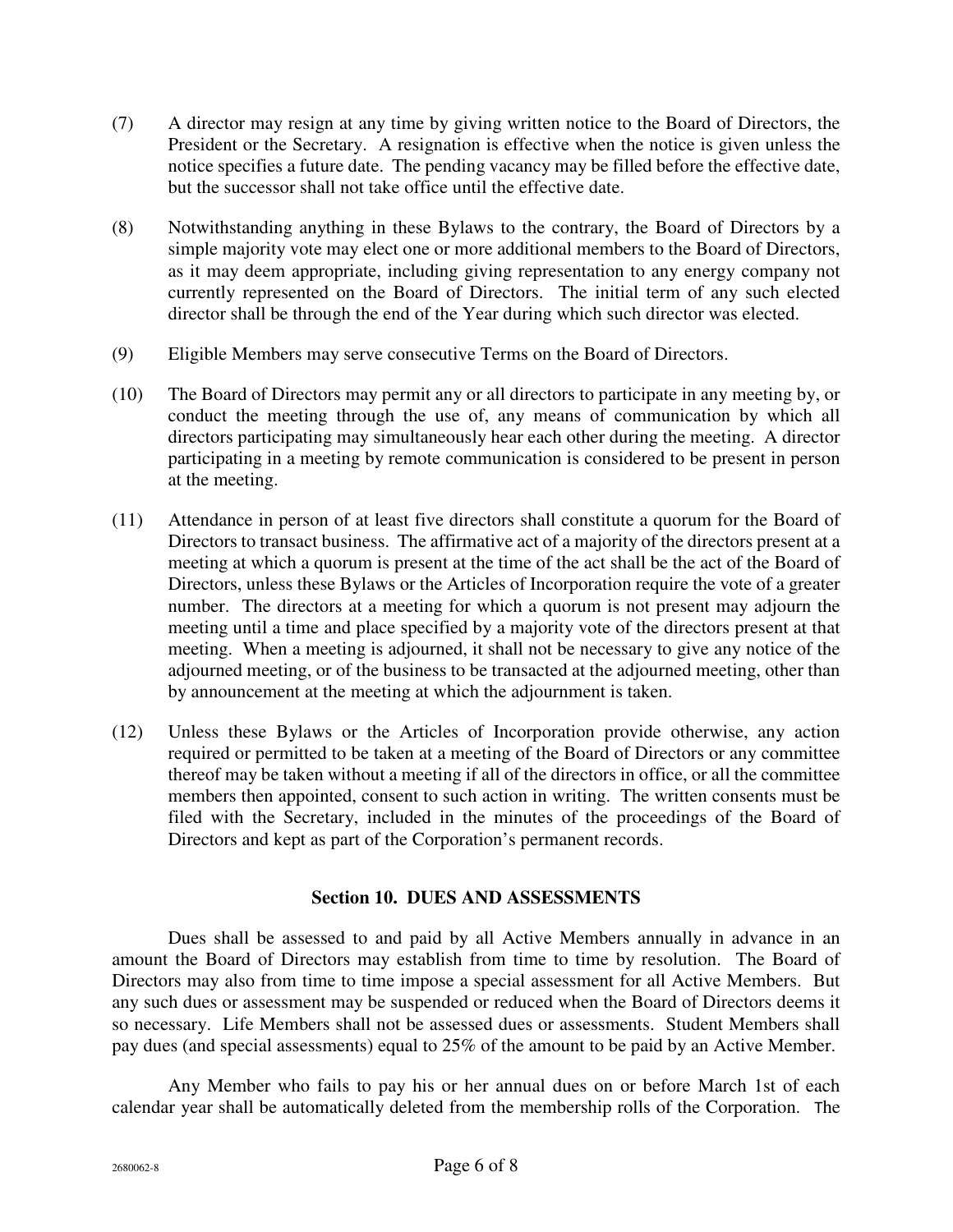(7) A director may resign at any time by giving written notice to the Board of Directors, the President or the Secretary. A resignation is effective when the notice is given unless the notice specifies a future date. The pending vacancy may be filled before the effective date, but the successor shall not take office until the effective date.

(8) Notwithstanding anything in these Bylaws to the contrary, the Board of Directors by a simple majority vote may elect one or more additional members to the Board of Directors, as it may deem appropriate, including giving representation to any energy company not currently represented on the Board of Directors. The initial term of any such elected director shall be through the end of the Year during which such director was elected.

(9) Eligible Members may serve consecutive Terms on the Board of Directors.

(10) The Board of Directors may permit any or all directors to participate in any meeting by, or conduct the meeting through the use of, any means of communication by which all directors participating may simultaneously hear each other during the meeting. A director participating in a meeting by remote communication is considered to be present in person at the meeting.

(11) Attendance in person of at least five directors shall constitute a quorum for the Board of Directors to transact business. The affirmative act of a majority of the directors present at a meeting at which a quorum is present at the time of the act shall be the act of the Board of Directors, unless these Bylaws or the Articles of Incorporation require the vote of a greater number. The directors at a meeting for which a quorum is not present may adjourn the meeting until a time and place specified by a majority vote of the directors present at that meeting. When a meeting is adjourned, it shall not be necessary to give any notice of the adjourned meeting, or of the business to be transacted at the adjourned meeting, other than by announcement at the meeting at which the adjournment is taken.

(12) Unless these Bylaws or the Articles of Incorporation provide otherwise, any action required or permitted to be taken at a meeting of the Board of Directors or any committee thereof may be taken without a meeting if all of the directors in office, or all the committee members then appointed, consent to such action in writing. The written consents must be filed with the Secretary, included in the minutes of the proceedings of the Board of Directors and kept as part of the Corporation's permanent records.

## Section 10. DUES AND ASSESSMENTS

Dues shall be assessed to and paid by all Active Members annually in advance in an amount the Board of Directors may establish from time to time by resolution. The Board of Directors may also from time to time impose a special assessment for all Active Members. But any such dues or assessment may be suspended or reduced when the Board of Directors deems it so necessary. Life Members shall not be assessed dues or assessments. Student Members shall pay dues (and special assessments) equal to 25% of the amount to be paid by an Active Member.

Any Member who fails to pay his or her annual dues on or before March 1st of each calendar year shall be automatically deleted from the membership rolls of the Corporation. The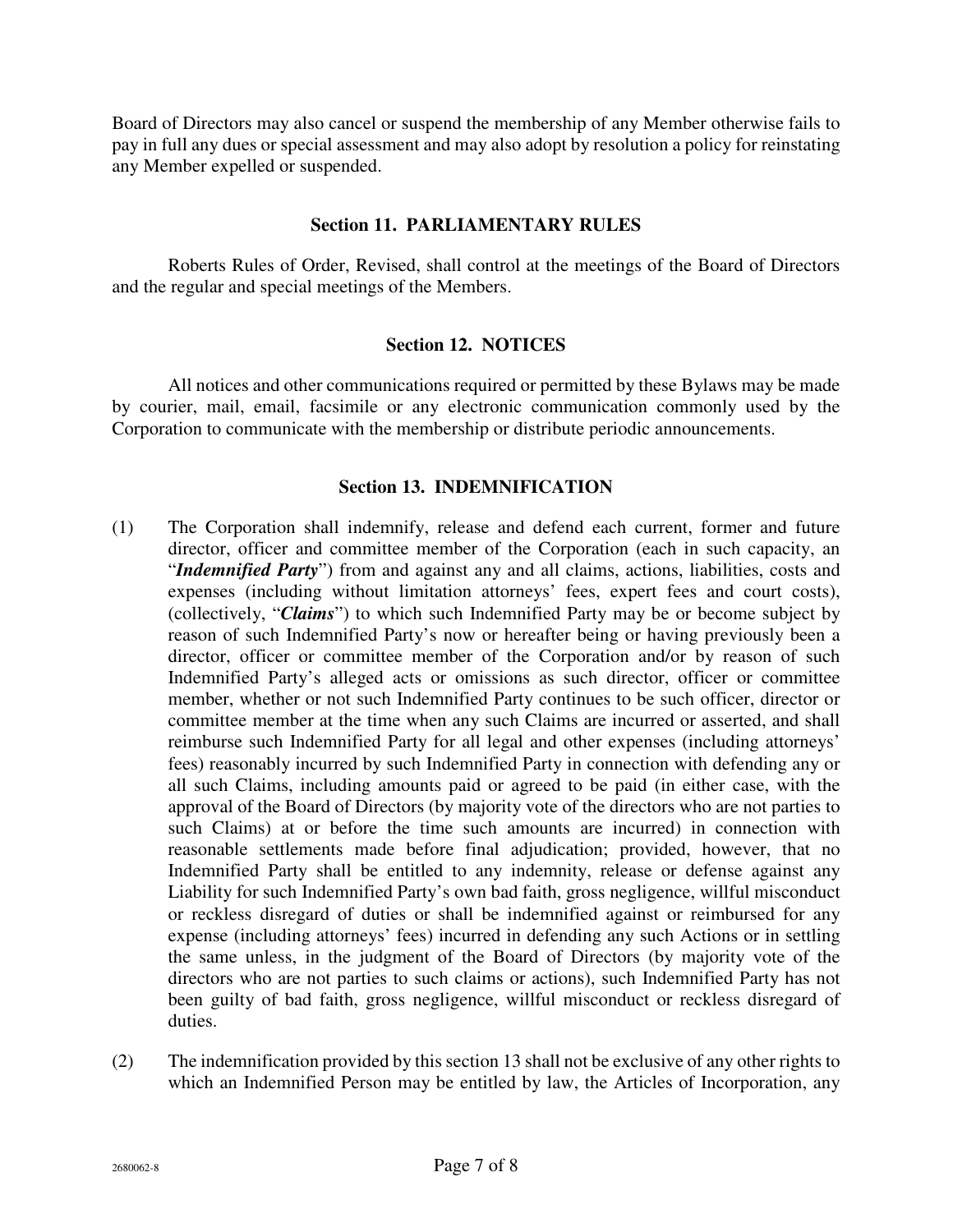Board of Directors may also cancel or suspend the membership of any Member otherwise fails to pay in full any dues or special assessment and may also adopt by resolution a policy for reinstating any Member expelled or suspended.

## Section 11. PARLIAMENTARY RULES

Roberts Rules of Order, Revised, shall control at the meetings of the Board of Directors and the regular and special meetings of the Members.

## Section 12. NOTICES

All notices and other communications required or permitted by these Bylaws may be made by courier, mail, email, facsimile or any electronic communication commonly used by the Corporation to communicate with the membership or distribute periodic announcements.

## Section 13. INDEMNIFICATION

(1) The Corporation shall indemnify, release and defend each current, former and future director, officer and committee member of the Corporation (each in such capacity, an "***Indemnified Party***") from and against any and all claims, actions, liabilities, costs and expenses (including without limitation attorneys' fees, expert fees and court costs), (collectively, "***Claims***") to which such Indemnified Party may be or become subject by reason of such Indemnified Party's now or hereafter being or having previously been a director, officer or committee member of the Corporation and/or by reason of such Indemnified Party's alleged acts or omissions as such director, officer or committee member, whether or not such Indemnified Party continues to be such officer, director or committee member at the time when any such Claims are incurred or asserted, and shall reimburse such Indemnified Party for all legal and other expenses (including attorneys' fees) reasonably incurred by such Indemnified Party in connection with defending any or all such Claims, including amounts paid or agreed to be paid (in either case, with the approval of the Board of Directors (by majority vote of the directors who are not parties to such Claims) at or before the time such amounts are incurred) in connection with reasonable settlements made before final adjudication; provided, however, that no Indemnified Party shall be entitled to any indemnity, release or defense against any Liability for such Indemnified Party's own bad faith, gross negligence, willful misconduct or reckless disregard of duties or shall be indemnified against or reimbursed for any expense (including attorneys' fees) incurred in defending any such Actions or in settling the same unless, in the judgment of the Board of Directors (by majority vote of the directors who are not parties to such claims or actions), such Indemnified Party has not been guilty of bad faith, gross negligence, willful misconduct or reckless disregard of duties.

(2) The indemnification provided by this section 13 shall not be exclusive of any other rights to which an Indemnified Person may be entitled by law, the Articles of Incorporation, any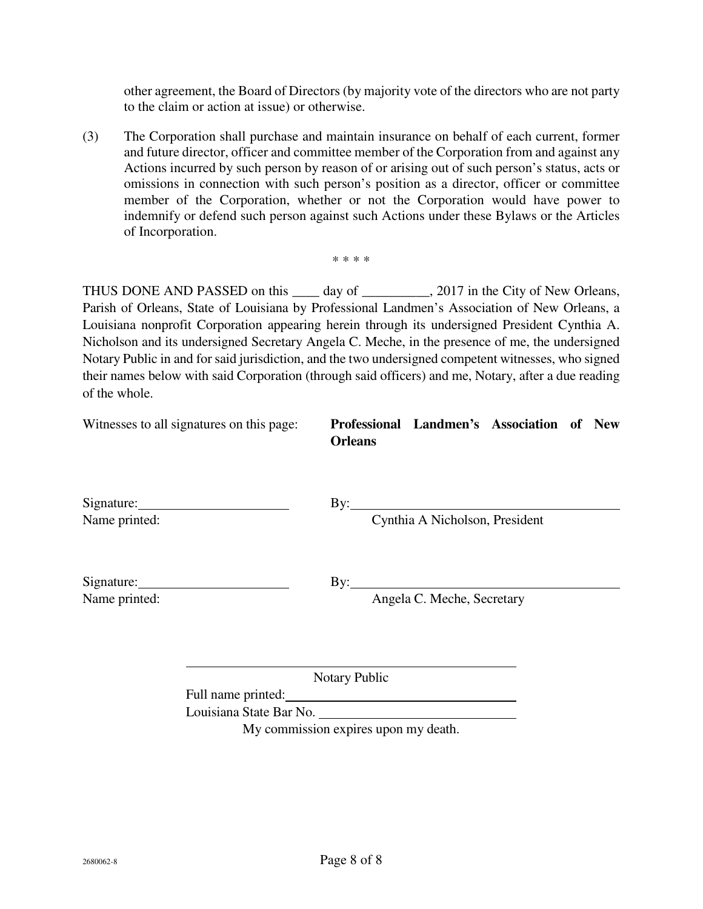other agreement, the Board of Directors (by majority vote of the directors who are not party to the claim or action at issue) or otherwise.

(3) The Corporation shall purchase and maintain insurance on behalf of each current, former and future director, officer and committee member of the Corporation from and against any Actions incurred by such person by reason of or arising out of such person's status, acts or omissions in connection with such person's position as a director, officer or committee member of the Corporation, whether or not the Corporation would have power to indemnify or defend such person against such Actions under these Bylaws or the Articles of Incorporation.

* * * *

THUS DONE AND PASSED on this ____ day of __________, 2017 in the City of New Orleans, Parish of Orleans, State of Louisiana by Professional Landmen's Association of New Orleans, a Louisiana nonprofit Corporation appearing herein through its undersigned President Cynthia A. Nicholson and its undersigned Secretary Angela C. Meche, in the presence of me, the undersigned Notary Public in and for said jurisdiction, and the two undersigned competent witnesses, who signed their names below with said Corporation (through said officers) and me, Notary, after a due reading of the whole.

Witnesses to all signatures on this page:

**Professional Landmen's Association of New Orleans**

Signature: ______________________
Name printed:

By: ________________________________________
Cynthia A Nicholson, President

Signature: ______________________
Name printed:

By: ________________________________________
Angela C. Meche, Secretary

______________________________________________
Notary Public
Full name printed: ______________________________
Louisiana State Bar No. ___________________________
My commission expires upon my death.